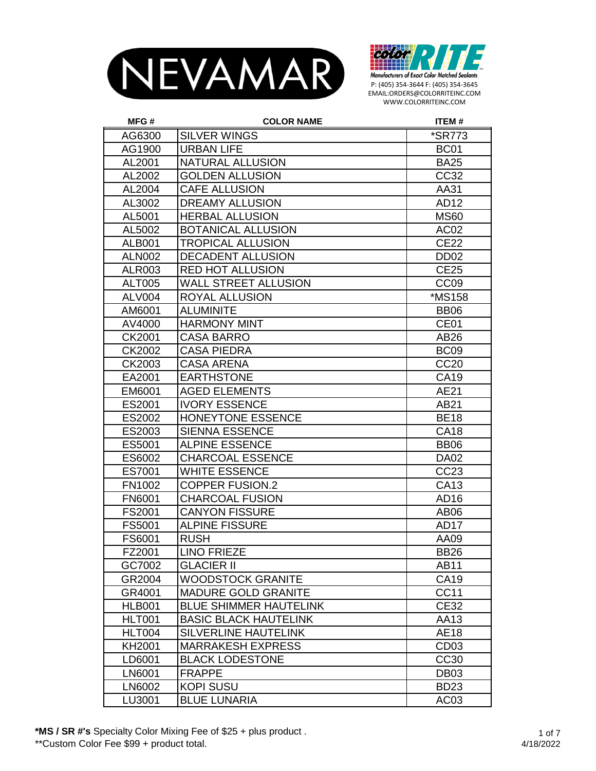NEVAMAR

color RITE
Manufacturers of Exact Color Matched Sealants
P: (405) 354-3644 F: (405) 354-3645
EMAIL:ORDERS@COLORRITEINC.COM
WWW.COLORRITEINC.COM

| MFG # | COLOR NAME | ITEM # |
|---|---|---|
| AG6300 | SILVER WINGS | *SR773 |
| AG1900 | URBAN LIFE | BC01 |
| AL2001 | NATURAL ALLUSION | BA25 |
| AL2002 | GOLDEN ALLUSION | CC32 |
| AL2004 | CAFE ALLUSION | AA31 |
| AL3002 | DREAMY ALLUSION | AD12 |
| AL5001 | HERBAL ALLUSION | MS60 |
| AL5002 | BOTANICAL ALLUSION | AC02 |
| ALB001 | TROPICAL ALLUSION | CE22 |
| ALN002 | DECADENT ALLUSION | DD02 |
| ALR003 | RED HOT ALLUSION | CE25 |
| ALT005 | WALL STREET ALLUSION | CC09 |
| ALV004 | ROYAL ALLUSION | *MS158 |
| AM6001 | ALUMINITE | BB06 |
| AV4000 | HARMONY MINT | CE01 |
| CK2001 | CASA BARRO | AB26 |
| CK2002 | CASA PIEDRA | BC09 |
| CK2003 | CASA ARENA | CC20 |
| EA2001 | EARTHSTONE | CA19 |
| EM6001 | AGED ELEMENTS | AE21 |
| ES2001 | IVORY ESSENCE | AB21 |
| ES2002 | HONEYTONE ESSENCE | BE18 |
| ES2003 | SIENNA ESSENCE | CA18 |
| ES5001 | ALPINE ESSENCE | BB06 |
| ES6002 | CHARCOAL ESSENCE | DA02 |
| ES7001 | WHITE ESSENCE | CC23 |
| FN1002 | COPPER FUSION.2 | CA13 |
| FN6001 | CHARCOAL FUSION | AD16 |
| FS2001 | CANYON FISSURE | AB06 |
| FS5001 | ALPINE FISSURE | AD17 |
| FS6001 | RUSH | AA09 |
| FZ2001 | LINO FRIEZE | BB26 |
| GC7002 | GLACIER II | AB11 |
| GR2004 | WOODSTOCK GRANITE | CA19 |
| GR4001 | MADURE GOLD GRANITE | CC11 |
| HLB001 | BLUE SHIMMER HAUTELINK | CE32 |
| HLT001 | BASIC BLACK HAUTELINK | AA13 |
| HLT004 | SILVERLINE HAUTELINK | AE18 |
| KH2001 | MARRAKESH EXPRESS | CD03 |
| LD6001 | BLACK LODESTONE | CC30 |
| LN6001 | FRAPPE | DB03 |
| LN6002 | KOPI SUSU | BD23 |
| LU3001 | BLUE LUNARIA | AC03 |

**\*MS / SR #'s** Specialty Color Mixing Fee of $25 + plus product .
\*\*Custom Color Fee $99 + product total.

4/18/2022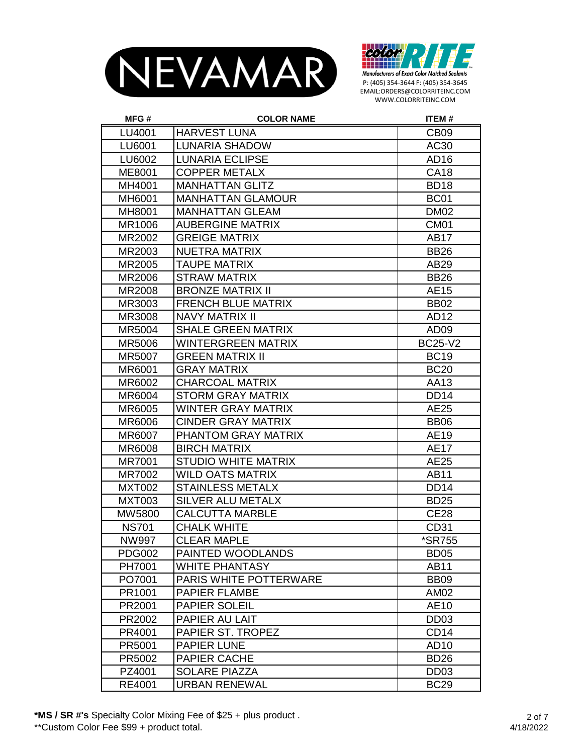NEVAMAR

color RITE
Manufacturers of Exact Color Matched Sealants
P: (405) 354-3644 F: (405) 354-3645
EMAIL:ORDERS@COLORRITEINC.COM
WWW.COLORRITEINC.COM

| MFG # | COLOR NAME | ITEM # |
|---|---|---|
| LU4001 | HARVEST LUNA | CB09 |
| LU6001 | LUNARIA SHADOW | AC30 |
| LU6002 | LUNARIA ECLIPSE | AD16 |
| ME8001 | COPPER METALX | CA18 |
| MH4001 | MANHATTAN GLITZ | BD18 |
| MH6001 | MANHATTAN GLAMOUR | BC01 |
| MH8001 | MANHATTAN GLEAM | DM02 |
| MR1006 | AUBERGINE MATRIX | CM01 |
| MR2002 | GREIGE MATRIX | AB17 |
| MR2003 | NUETRA MATRIX | BB26 |
| MR2005 | TAUPE MATRIX | AB29 |
| MR2006 | STRAW MATRIX | BB26 |
| MR2008 | BRONZE MATRIX II | AE15 |
| MR3003 | FRENCH BLUE MATRIX | BB02 |
| MR3008 | NAVY MATRIX II | AD12 |
| MR5004 | SHALE GREEN MATRIX | AD09 |
| MR5006 | WINTERGREEN MATRIX | BC25-V2 |
| MR5007 | GREEN MATRIX II | BC19 |
| MR6001 | GRAY MATRIX | BC20 |
| MR6002 | CHARCOAL MATRIX | AA13 |
| MR6004 | STORM GRAY MATRIX | DD14 |
| MR6005 | WINTER GRAY MATRIX | AE25 |
| MR6006 | CINDER GRAY MATRIX | BB06 |
| MR6007 | PHANTOM GRAY MATRIX | AE19 |
| MR6008 | BIRCH MATRIX | AE17 |
| MR7001 | STUDIO WHITE MATRIX | AE25 |
| MR7002 | WILD OATS MATRIX | AB11 |
| MXT002 | STAINLESS METALX | DD14 |
| MXT003 | SILVER ALU METALX | BD25 |
| MW5800 | CALCUTTA MARBLE | CE28 |
| NS701 | CHALK WHITE | CD31 |
| NW997 | CLEAR MAPLE | *SR755 |
| PDG002 | PAINTED WOODLANDS | BD05 |
| PH7001 | WHITE PHANTASY | AB11 |
| PO7001 | PARIS WHITE POTTERWARE | BB09 |
| PR1001 | PAPIER FLAMBE | AM02 |
| PR2001 | PAPIER SOLEIL | AE10 |
| PR2002 | PAPIER AU LAIT | DD03 |
| PR4001 | PAPIER ST. TROPEZ | CD14 |
| PR5001 | PAPIER LUNE | AD10 |
| PR5002 | PAPIER CACHE | BD26 |
| PZ4001 | SOLARE PIAZZA | DD03 |
| RE4001 | URBAN RENEWAL | BC29 |

**\*MS / SR #'s** Specialty Color Mixing Fee of $25 + plus product .
**Custom Color Fee $99 + product total.

4/18/2022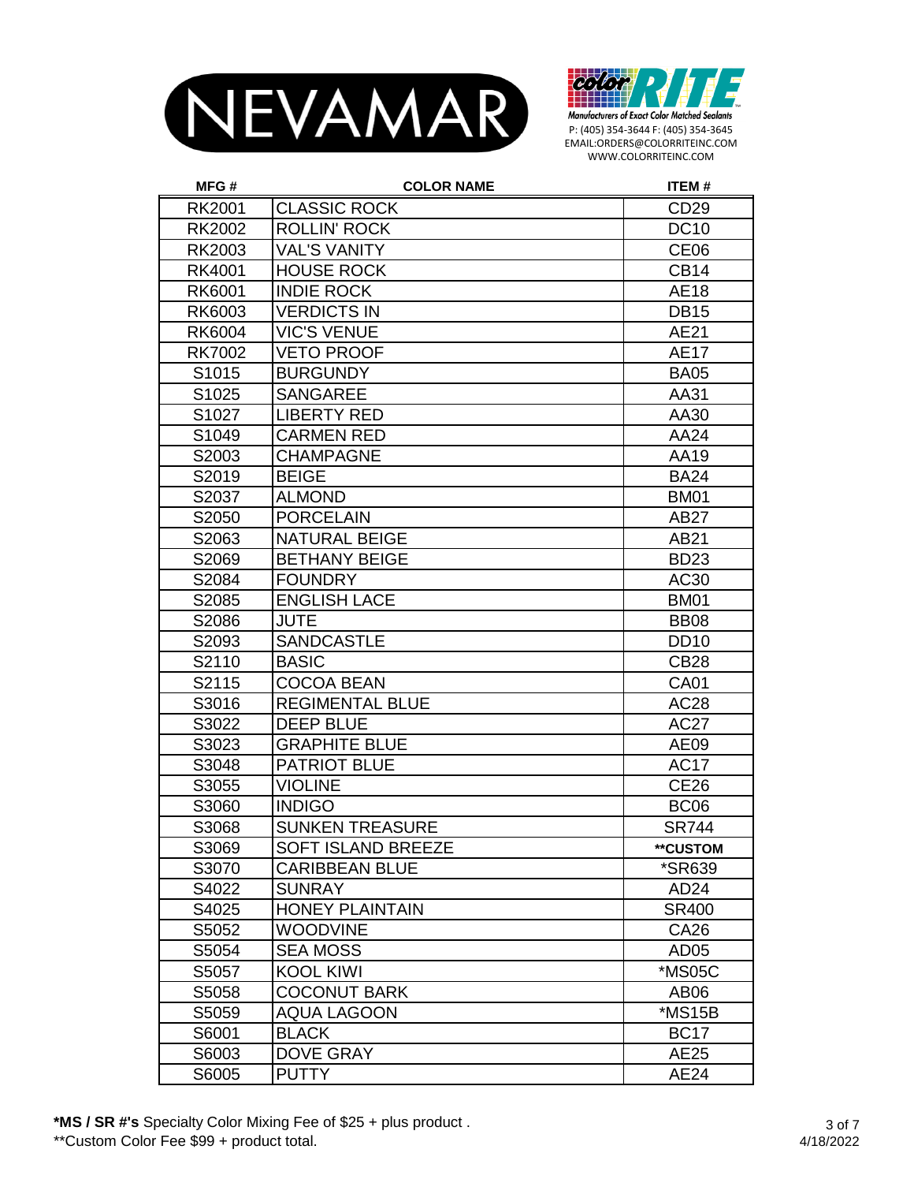NEVAMAR

colorRITE
Manufacturers of Exact Color Matched Sealants
P: (405) 354-3644 F: (405) 354-3645
EMAIL:ORDERS@COLORRITEINC.COM
WWW.COLORRITEINC.COM

| MFG # | COLOR NAME | ITEM # |
|---|---|---|
| RK2001 | CLASSIC ROCK | CD29 |
| RK2002 | ROLLIN' ROCK | DC10 |
| RK2003 | VAL'S VANITY | CE06 |
| RK4001 | HOUSE ROCK | CB14 |
| RK6001 | INDIE ROCK | AE18 |
| RK6003 | VERDICTS IN | DB15 |
| RK6004 | VIC'S VENUE | AE21 |
| RK7002 | VETO PROOF | AE17 |
| S1015 | BURGUNDY | BA05 |
| S1025 | SANGAREE | AA31 |
| S1027 | LIBERTY RED | AA30 |
| S1049 | CARMEN RED | AA24 |
| S2003 | CHAMPAGNE | AA19 |
| S2019 | BEIGE | BA24 |
| S2037 | ALMOND | BM01 |
| S2050 | PORCELAIN | AB27 |
| S2063 | NATURAL BEIGE | AB21 |
| S2069 | BETHANY BEIGE | BD23 |
| S2084 | FOUNDRY | AC30 |
| S2085 | ENGLISH LACE | BM01 |
| S2086 | JUTE | BB08 |
| S2093 | SANDCASTLE | DD10 |
| S2110 | BASIC | CB28 |
| S2115 | COCOA BEAN | CA01 |
| S3016 | REGIMENTAL BLUE | AC28 |
| S3022 | DEEP BLUE | AC27 |
| S3023 | GRAPHITE BLUE | AE09 |
| S3048 | PATRIOT BLUE | AC17 |
| S3055 | VIOLINE | CE26 |
| S3060 | INDIGO | BC06 |
| S3068 | SUNKEN TREASURE | SR744 |
| S3069 | SOFT ISLAND BREEZE | **CUSTOM |
| S3070 | CARIBBEAN BLUE | *SR639 |
| S4022 | SUNRAY | AD24 |
| S4025 | HONEY PLAINTAIN | SR400 |
| S5052 | WOODVINE | CA26 |
| S5054 | SEA MOSS | AD05 |
| S5057 | KOOL KIWI | *MS05C |
| S5058 | COCONUT BARK | AB06 |
| S5059 | AQUA LAGOON | *MS15B |
| S6001 | BLACK | BC17 |
| S6003 | DOVE GRAY | AE25 |
| S6005 | PUTTY | AE24 |

**\*MS / SR #'s** Specialty Color Mixing Fee of $25 + plus product .
**Custom Color Fee $99 + product total.

4/18/2022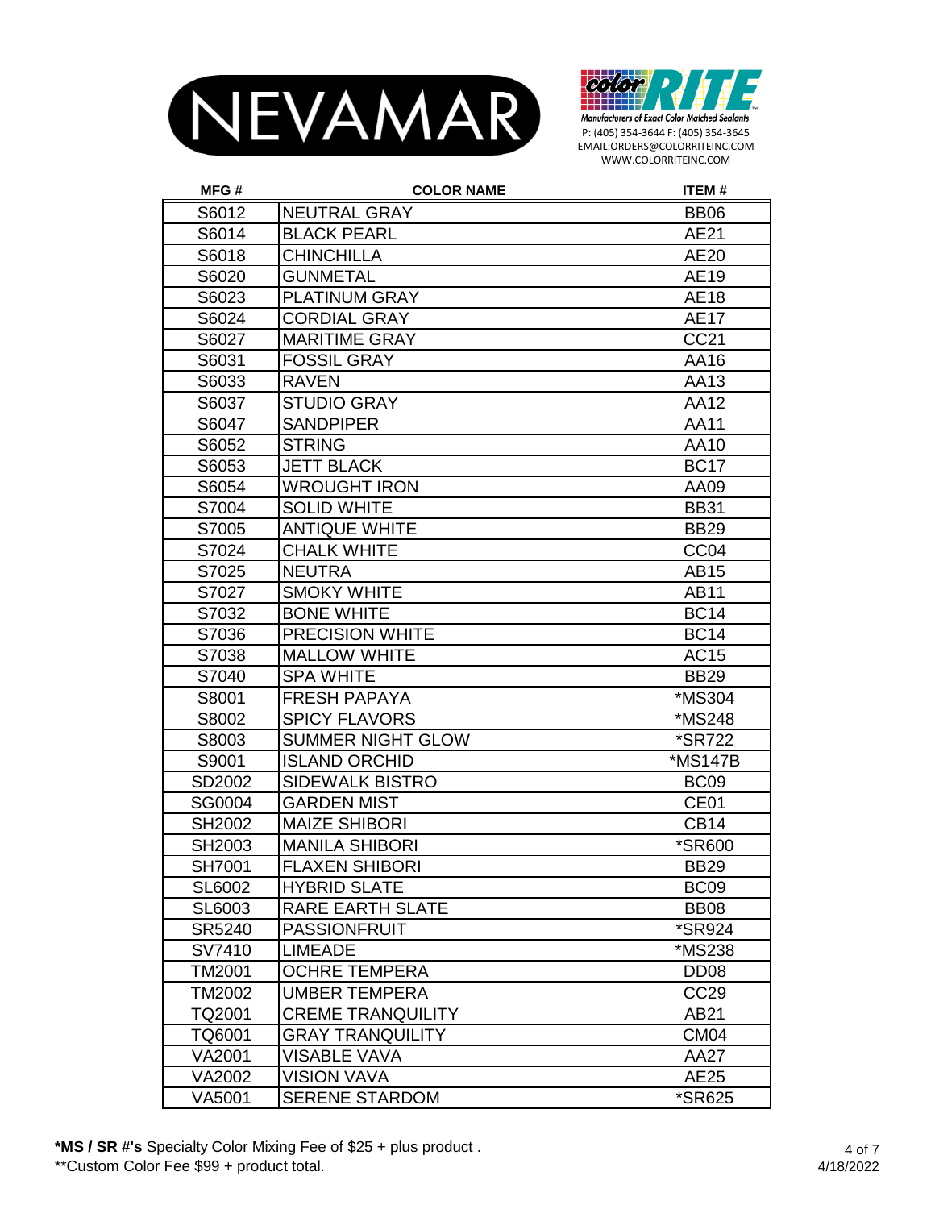NEVAMAR

color RITE
Manufacturers of Exact Color Matched Sealants
P: (405) 354-3644 F: (405) 354-3645
EMAIL:ORDERS@COLORRITEINC.COM
WWW.COLORRITEINC.COM

| MFG # | COLOR NAME | ITEM # |
|---|---|---|
| S6012 | NEUTRAL GRAY | BB06 |
| S6014 | BLACK PEARL | AE21 |
| S6018 | CHINCHILLA | AE20 |
| S6020 | GUNMETAL | AE19 |
| S6023 | PLATINUM GRAY | AE18 |
| S6024 | CORDIAL GRAY | AE17 |
| S6027 | MARITIME GRAY | CC21 |
| S6031 | FOSSIL GRAY | AA16 |
| S6033 | RAVEN | AA13 |
| S6037 | STUDIO GRAY | AA12 |
| S6047 | SANDPIPER | AA11 |
| S6052 | STRING | AA10 |
| S6053 | JETT BLACK | BC17 |
| S6054 | WROUGHT IRON | AA09 |
| S7004 | SOLID WHITE | BB31 |
| S7005 | ANTIQUE WHITE | BB29 |
| S7024 | CHALK WHITE | CC04 |
| S7025 | NEUTRA | AB15 |
| S7027 | SMOKY WHITE | AB11 |
| S7032 | BONE WHITE | BC14 |
| S7036 | PRECISION WHITE | BC14 |
| S7038 | MALLOW WHITE | AC15 |
| S7040 | SPA WHITE | BB29 |
| S8001 | FRESH PAPAYA | *MS304 |
| S8002 | SPICY FLAVORS | *MS248 |
| S8003 | SUMMER NIGHT GLOW | *SR722 |
| S9001 | ISLAND ORCHID | *MS147B |
| SD2002 | SIDEWALK BISTRO | BC09 |
| SG0004 | GARDEN MIST | CE01 |
| SH2002 | MAIZE SHIBORI | CB14 |
| SH2003 | MANILA SHIBORI | *SR600 |
| SH7001 | FLAXEN SHIBORI | BB29 |
| SL6002 | HYBRID SLATE | BC09 |
| SL6003 | RARE EARTH SLATE | BB08 |
| SR5240 | PASSIONFRUIT | *SR924 |
| SV7410 | LIMEADE | *MS238 |
| TM2001 | OCHRE TEMPERA | DD08 |
| TM2002 | UMBER TEMPERA | CC29 |
| TQ2001 | CREME TRANQUILITY | AB21 |
| TQ6001 | GRAY TRANQUILITY | CM04 |
| VA2001 | VISABLE VAVA | AA27 |
| VA2002 | VISION VAVA | AE25 |
| VA5001 | SERENE STARDOM | *SR625 |

**\*MS / SR #'s** Specialty Color Mixing Fee of $25 + plus product .
**Custom Color Fee $99 + product total.

4/18/2022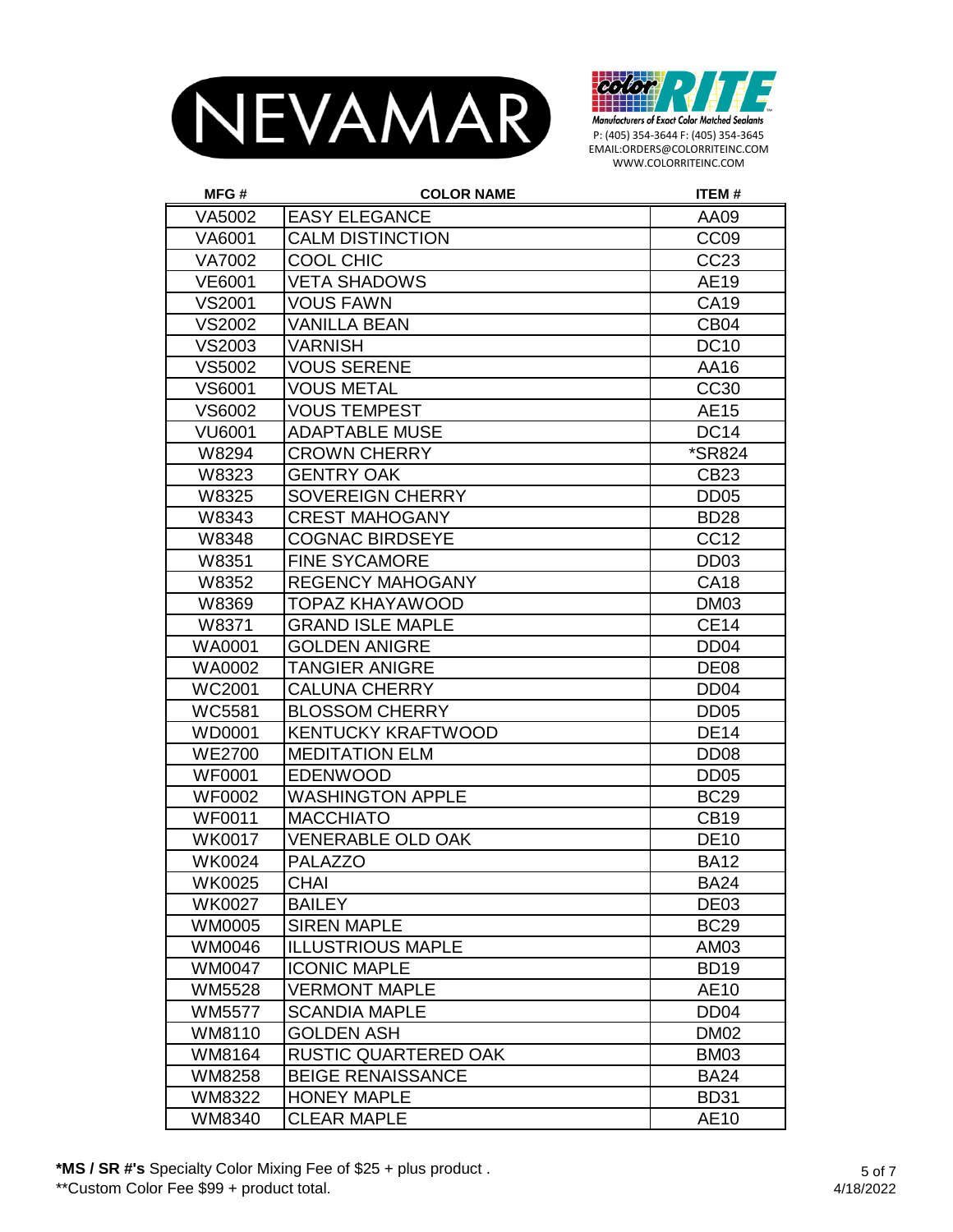NEVAMAR

color RITE
Manufacturers of Exact Color Matched Sealants
P: (405) 354-3644 F: (405) 354-3645
EMAIL:ORDERS@COLORRITEINC.COM
WWW.COLORRITEINC.COM

| MFG # | COLOR NAME | ITEM # |
|---|---|---|
| VA5002 | EASY ELEGANCE | AA09 |
| VA6001 | CALM DISTINCTION | CC09 |
| VA7002 | COOL CHIC | CC23 |
| VE6001 | VETA SHADOWS | AE19 |
| VS2001 | VOUS FAWN | CA19 |
| VS2002 | VANILLA BEAN | CB04 |
| VS2003 | VARNISH | DC10 |
| VS5002 | VOUS SERENE | AA16 |
| VS6001 | VOUS METAL | CC30 |
| VS6002 | VOUS TEMPEST | AE15 |
| VU6001 | ADAPTABLE MUSE | DC14 |
| W8294 | CROWN CHERRY | *SR824 |
| W8323 | GENTRY OAK | CB23 |
| W8325 | SOVEREIGN CHERRY | DD05 |
| W8343 | CREST MAHOGANY | BD28 |
| W8348 | COGNAC BIRDSEYE | CC12 |
| W8351 | FINE SYCAMORE | DD03 |
| W8352 | REGENCY MAHOGANY | CA18 |
| W8369 | TOPAZ KHAYAWOOD | DM03 |
| W8371 | GRAND ISLE MAPLE | CE14 |
| WA0001 | GOLDEN ANIGRE | DD04 |
| WA0002 | TANGIER ANIGRE | DE08 |
| WC2001 | CALUNA CHERRY | DD04 |
| WC5581 | BLOSSOM CHERRY | DD05 |
| WD0001 | KENTUCKY KRAFTWOOD | DE14 |
| WE2700 | MEDITATION ELM | DD08 |
| WF0001 | EDENWOOD | DD05 |
| WF0002 | WASHINGTON APPLE | BC29 |
| WF0011 | MACCHIATO | CB19 |
| WK0017 | VENERABLE OLD OAK | DE10 |
| WK0024 | PALAZZO | BA12 |
| WK0025 | CHAI | BA24 |
| WK0027 | BAILEY | DE03 |
| WM0005 | SIREN MAPLE | BC29 |
| WM0046 | ILLUSTRIOUS MAPLE | AM03 |
| WM0047 | ICONIC MAPLE | BD19 |
| WM5528 | VERMONT MAPLE | AE10 |
| WM5577 | SCANDIA MAPLE | DD04 |
| WM8110 | GOLDEN ASH | DM02 |
| WM8164 | RUSTIC QUARTERED OAK | BM03 |
| WM8258 | BEIGE RENAISSANCE | BA24 |
| WM8322 | HONEY MAPLE | BD31 |
| WM8340 | CLEAR MAPLE | AE10 |

**\*MS / SR #'s** Specialty Color Mixing Fee of $25 + plus product .
\*\*Custom Color Fee $99 + product total.

4/18/2022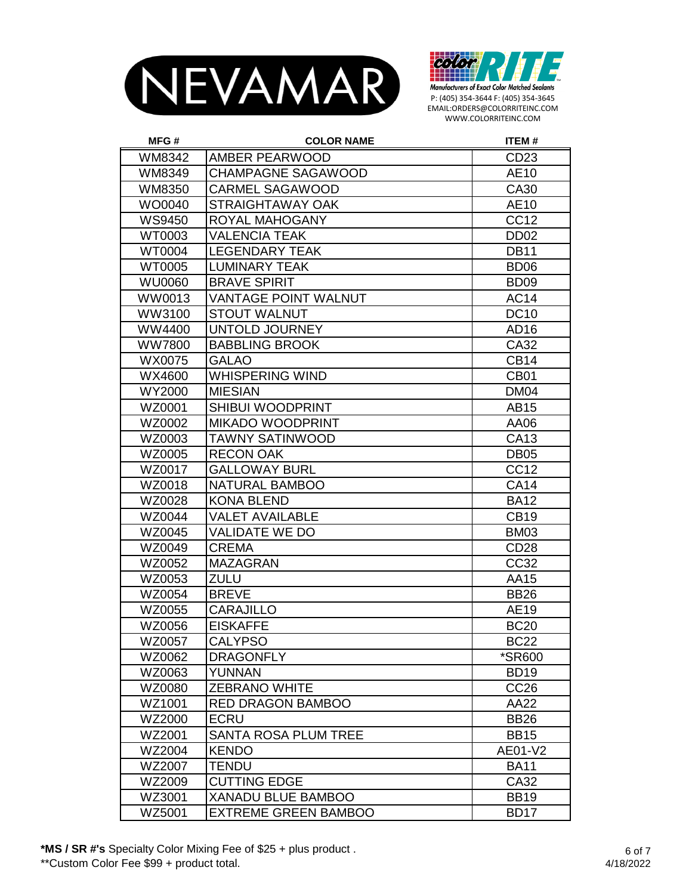NEVAMAR

color RITE
Manufacturers of Exact Color Matched Sealants
P: (405) 354-3644 F: (405) 354-3645
EMAIL:ORDERS@COLORRITEINC.COM
WWW.COLORRITEINC.COM

| MFG # | COLOR NAME | ITEM # |
|---|---|---|
| WM8342 | AMBER PEARWOOD | CD23 |
| WM8349 | CHAMPAGNE SAGAWOOD | AE10 |
| WM8350 | CARMEL SAGAWOOD | CA30 |
| WO0040 | STRAIGHTAWAY OAK | AE10 |
| WS9450 | ROYAL MAHOGANY | CC12 |
| WT0003 | VALENCIA TEAK | DD02 |
| WT0004 | LEGENDARY TEAK | DB11 |
| WT0005 | LUMINARY TEAK | BD06 |
| WU0060 | BRAVE SPIRIT | BD09 |
| WW0013 | VANTAGE POINT WALNUT | AC14 |
| WW3100 | STOUT WALNUT | DC10 |
| WW4400 | UNTOLD JOURNEY | AD16 |
| WW7800 | BABBLING BROOK | CA32 |
| WX0075 | GALAO | CB14 |
| WX4600 | WHISPERING WIND | CB01 |
| WY2000 | MIESIAN | DM04 |
| WZ0001 | SHIBUI WOODPRINT | AB15 |
| WZ0002 | MIKADO WOODPRINT | AA06 |
| WZ0003 | TAWNY SATINWOOD | CA13 |
| WZ0005 | RECON OAK | DB05 |
| WZ0017 | GALLOWAY BURL | CC12 |
| WZ0018 | NATURAL BAMBOO | CA14 |
| WZ0028 | KONA BLEND | BA12 |
| WZ0044 | VALET AVAILABLE | CB19 |
| WZ0045 | VALIDATE WE DO | BM03 |
| WZ0049 | CREMA | CD28 |
| WZ0052 | MAZAGRAN | CC32 |
| WZ0053 | ZULU | AA15 |
| WZ0054 | BREVE | BB26 |
| WZ0055 | CARAJILLO | AE19 |
| WZ0056 | EISKAFFE | BC20 |
| WZ0057 | CALYPSO | BC22 |
| WZ0062 | DRAGONFLY | *SR600 |
| WZ0063 | YUNNAN | BD19 |
| WZ0080 | ZEBRANO WHITE | CC26 |
| WZ1001 | RED DRAGON BAMBOO | AA22 |
| WZ2000 | ECRU | BB26 |
| WZ2001 | SANTA ROSA PLUM TREE | BB15 |
| WZ2004 | KENDO | AE01-V2 |
| WZ2007 | TENDU | BA11 |
| WZ2009 | CUTTING EDGE | CA32 |
| WZ3001 | XANADU BLUE BAMBOO | BB19 |
| WZ5001 | EXTREME GREEN BAMBOO | BD17 |

**\*MS / SR #'s** Specialty Color Mixing Fee of $25 + plus product .
**Custom Color Fee $99 + product total.

4/18/2022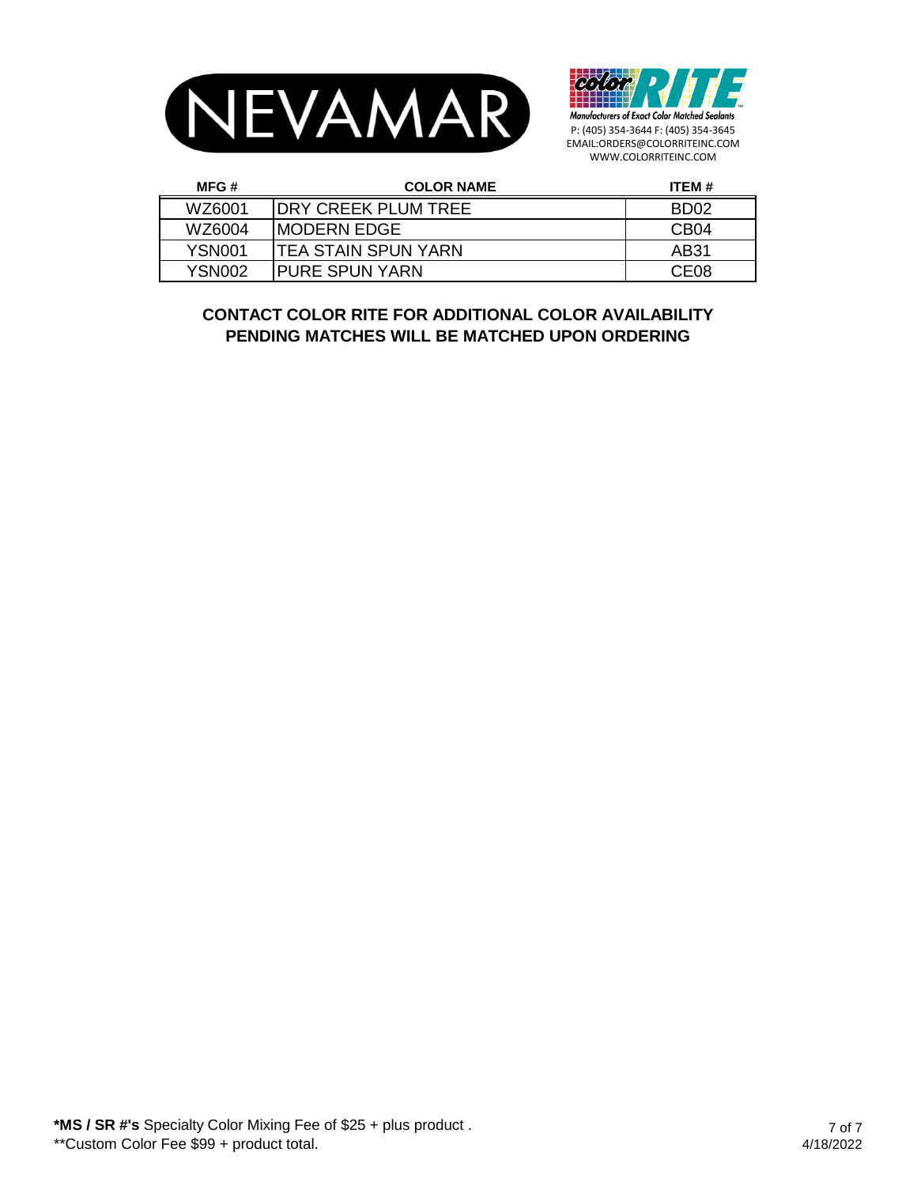NEVAMAR

color RITE
Manufacturers of Exact Color Matched Sealants
P: (405) 354-3644 F: (405) 354-3645
EMAIL:ORDERS@COLORRITEINC.COM
WWW.COLORRITEINC.COM

| MFG # | COLOR NAME | ITEM # |
|---|---|---|
| WZ6001 | DRY CREEK PLUM TREE | BD02 |
| WZ6004 | MODERN EDGE | CB04 |
| YSN001 | TEA STAIN SPUN YARN | AB31 |
| YSN002 | PURE SPUN YARN | CE08 |

**CONTACT COLOR RITE FOR ADDITIONAL COLOR AVAILABILITY**
**PENDING MATCHES WILL BE MATCHED UPON ORDERING**

**\*MS / SR #'s** Specialty Color Mixing Fee of $25 + plus product .
**Custom Color Fee $99 + product total.

4/18/2022